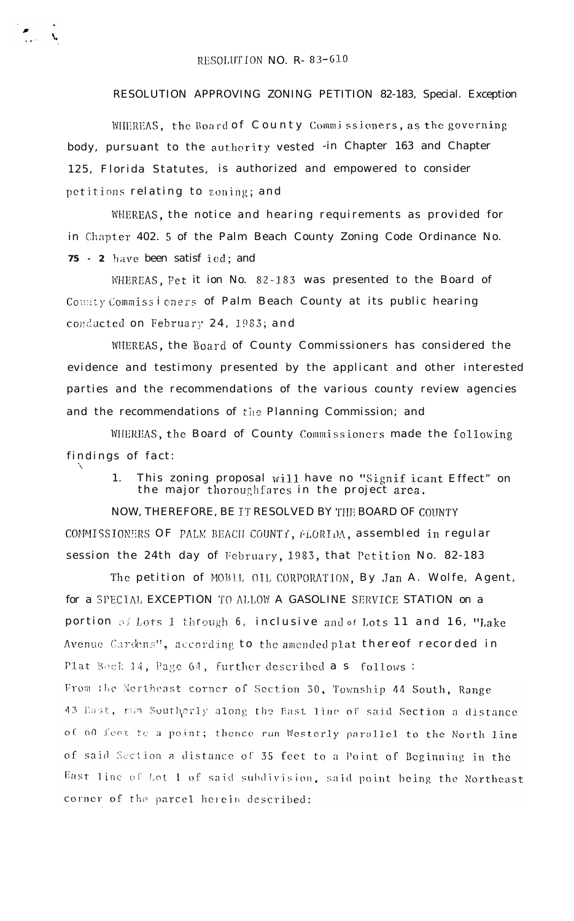RESOLUTION NO. R- 83-610

RESOLUTION APPROVING ZONING PETITION 82-183, Special. Exception

WHEREAS, the Board of County Commissioners, as the governing body, pursuant to the authority vested in Chapter 163 and Chapter 125, Florida Statutes, is authorized and empowered to consider petitions relating to zoning; and

WHEREAS, the notice and hearing requirements as provided for in Chapter 402. 5 of the Palm Beach County Zoning Code Ordinance No. **75 - 2** have been satisfied; and

WHEREAS, Petition No. 82-183 was presented to the Board of County Commissioners of Palm Beach County at its public hearing conducted on February 24, 1983; and

WHEREAS, the Board of County Commissioners has considered the evidence and testimony presented by the applicant and other interested parties and the recommendations of the various county review agencies and the recommendations of the Planning Commission; and

WHEREAS, the Board of County Commissioners made the following findings of fact:

1. This zoning proposal will have no "Significant Effect" on the major thoroughfares in the project area.

NOW, THEREFORE, BE IT RESOLVED BY THE BOARD OF COUNTY COMMISSIONERS OF PALM BEACH COUNTY, FLORIDA, assembled in regular session the 24th day of February, 1983, that Petition No. 82-183

The petition of MOBIL OIL CORPORATION, By Jan A. Wolfe, Agent, for a SPECIAL EXCEPTION TO ALLOW A GASOLINE SERVICE STATION on a portion of Lots 1 through 6, inclusive and of Lots 11 and 16, "Lake Avenue Gardens", according to the amended plat thereof recorded in Plat Book 14, Page 64, further described as follows:

From the Northeast corner of Section 30, Township 44 South, Range 43 East, run Southerly along the East line of said Section a distance of 60 feet to a point; thence run Westerly parallel to the North line of said Section a distance of 35 feet to a Point of Beginning in the East line of Lot 1 of said subdivision, said point being the Northeast corner of the parcel herein described: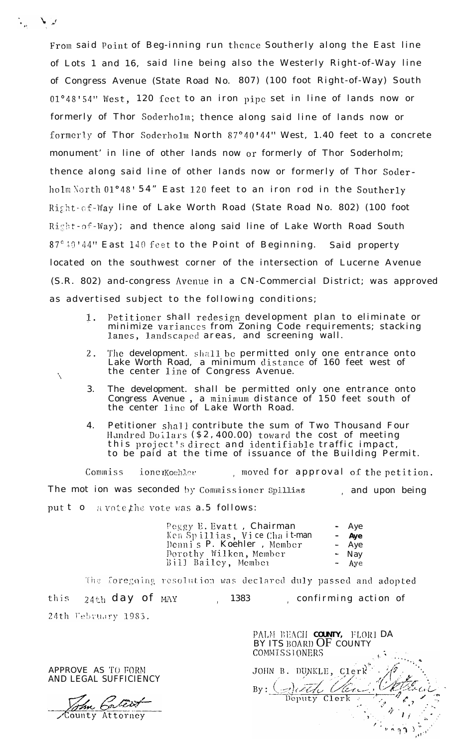From said Point of Beg-inning run thence Southerly along the East line of Lots 1 and 16, said line being also the Westerly Right-of-Way line of Congress Avenue (State Road No. 807) (100 foot Right-of-Way) South 01°48'54" West, 120 feet to an iron pipe set in line of lands now or formerly of Thor Soderholm; thence along said line of lands now or formerly of Thor Soderholm North 87°40'44" West, 1.40 feet to a concrete monument' in line of other lands now or formerly of Thor Soderholm; thence along said line of other lands now or formerly of Thor Soderholm North 01°48' 54" East 120 feet to an iron rod in the Southerly Right-of-Way line of Lake Worth Road (State Road No. 802) (100 foot Right-of-Way); and thence along said line of Lake Worth Road South 87°40'44" East 140 feet to the Point of Beginning. Said property located on the southwest corner of the intersection of Lucerne Avenue (S.R. 802) and-congress Avenue in a CN-Commercial District; was approved as advertised subject to the following conditions;

1. Petitioner shall redesign development plan to eliminate or minimize variances from Zoning Code requirements; stacking lanes, landscaped areas, and screening wall.
2. The development. shall be permitted only one entrance onto Lake Worth Road, a minimum distance of 160 feet west of the center line of Congress Avenue.
3. The development. shall be permitted only one entrance onto Congress Avenue , a minimum distance of 150 feet south of the center line of Lake Worth Road.
4. Petitioner shall contribute the sum of Two Thousand Four Hundred Dollars ($2,400.00) toward the cost of meeting this project's direct and identifiable traffic impact, to be paid at the time of issuance of the Building Permit.

Commissioner Koehler, moved for approval of the petition. The motion was seconded by Commissioner Spillias, and upon being put to a vote, the vote was a.5 follows:

| | |
|---|---|
| Peggy E. Evatt , Chairman | - Aye |
| Ken Spillias, Vice Chairman | - Aye |
| Dennis P. Koehler , Member | - Aye |
| Dorothy Wilken, Member | - Nay |
| Bill Bailey, Member | - Aye |

The foregoing resolution was declared duly passed and adopted this 24th day of MAY, 1383, confirming action of 24th February 1983.

PALM BEACH COUNTY, FLORIDA
BY ITS BOARD OF COUNTY COMMISSIONERS

JOHN B. DUNKLE, Clerk

By: Deputy Clerk

APPROVE AS TO FORM AND LEGAL SUFFICIENCY

County Attorney